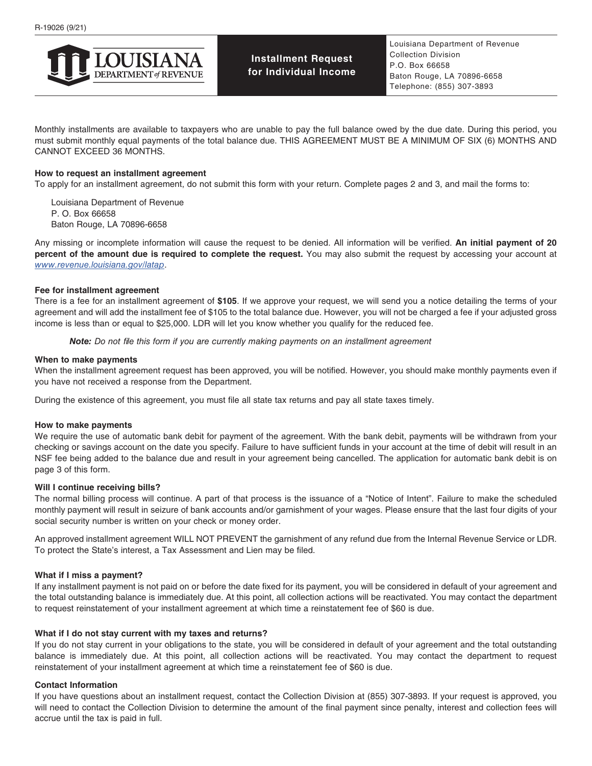R-19026 (9/21)

**LOUISIANA DEPARTMENT of REVENUE**

# Installment Request for Individual Income

Louisiana Department of Revenue
Collection Division
P.O. Box 66658
Baton Rouge, LA 70896-6658
Telephone: (855) 307-3893

Monthly installments are available to taxpayers who are unable to pay the full balance owed by the due date. During this period, you must submit monthly equal payments of the total balance due. THIS AGREEMENT MUST BE A MINIMUM OF SIX (6) MONTHS AND CANNOT EXCEED 36 MONTHS.

**How to request an installment agreement**

To apply for an installment agreement, do not submit this form with your return. Complete pages 2 and 3, and mail the forms to:

Louisiana Department of Revenue
P. O. Box 66658
Baton Rouge, LA 70896-6658

Any missing or incomplete information will cause the request to be denied. All information will be verified. **An initial payment of 20 percent of the amount due is required to complete the request.** You may also submit the request by accessing your account at *www.revenue.louisiana.gov/latap*.

**Fee for installment agreement**

There is a fee for an installment agreement of **$105**. If we approve your request, we will send you a notice detailing the terms of your agreement and will add the installment fee of $105 to the total balance due. However, you will not be charged a fee if your adjusted gross income is less than or equal to $25,000. LDR will let you know whether you qualify for the reduced fee.

***Note:*** *Do not file this form if you are currently making payments on an installment agreement*

**When to make payments**

When the installment agreement request has been approved, you will be notified. However, you should make monthly payments even if you have not received a response from the Department.

During the existence of this agreement, you must file all state tax returns and pay all state taxes timely.

**How to make payments**

We require the use of automatic bank debit for payment of the agreement. With the bank debit, payments will be withdrawn from your checking or savings account on the date you specify. Failure to have sufficient funds in your account at the time of debit will result in an NSF fee being added to the balance due and result in your agreement being cancelled. The application for automatic bank debit is on page 3 of this form.

**Will I continue receiving bills?**

The normal billing process will continue. A part of that process is the issuance of a "Notice of Intent". Failure to make the scheduled monthly payment will result in seizure of bank accounts and/or garnishment of your wages. Please ensure that the last four digits of your social security number is written on your check or money order.

An approved installment agreement WILL NOT PREVENT the garnishment of any refund due from the Internal Revenue Service or LDR. To protect the State's interest, a Tax Assessment and Lien may be filed.

**What if I miss a payment?**

If any installment payment is not paid on or before the date fixed for its payment, you will be considered in default of your agreement and the total outstanding balance is immediately due. At this point, all collection actions will be reactivated. You may contact the department to request reinstatement of your installment agreement at which time a reinstatement fee of $60 is due.

**What if I do not stay current with my taxes and returns?**

If you do not stay current in your obligations to the state, you will be considered in default of your agreement and the total outstanding balance is immediately due. At this point, all collection actions will be reactivated. You may contact the department to request reinstatement of your installment agreement at which time a reinstatement fee of $60 is due.

**Contact Information**

If you have questions about an installment request, contact the Collection Division at (855) 307-3893. If your request is approved, you will need to contact the Collection Division to determine the amount of the final payment since penalty, interest and collection fees will accrue until the tax is paid in full.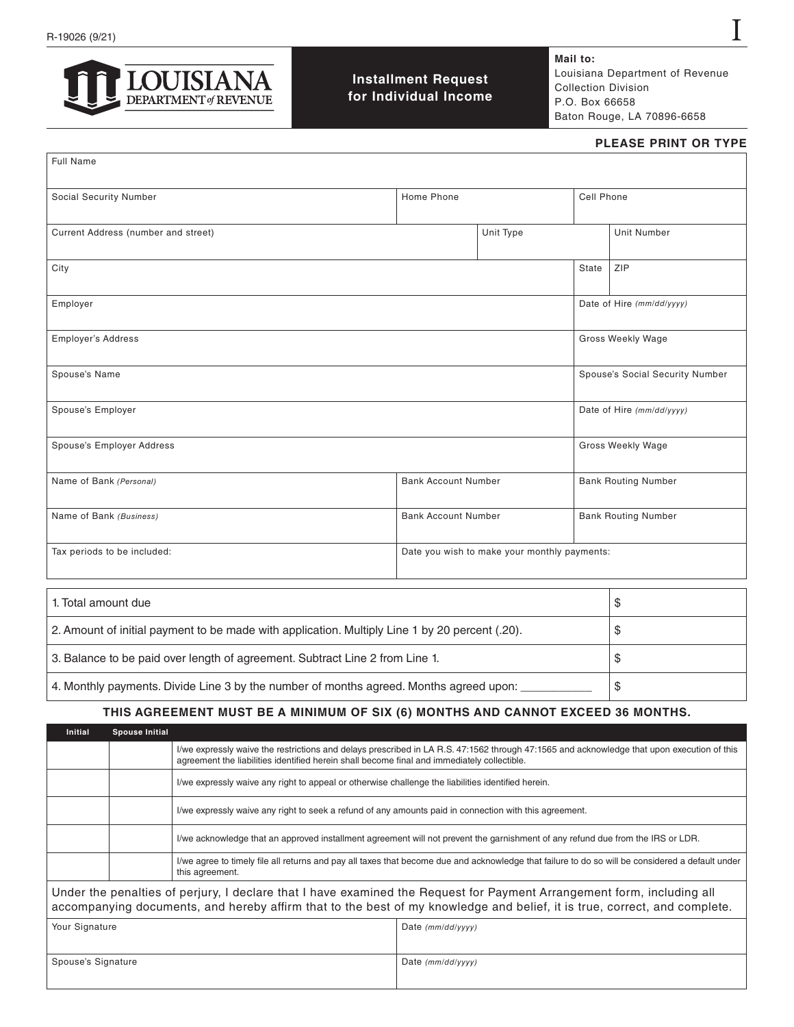R-19026 (9/21)

I

**LOUISIANA DEPARTMENT of REVENUE**

## Installment Request for Individual Income

**Mail to:**
Louisiana Department of Revenue
Collection Division
P.O. Box 66658
Baton Rouge, LA 70896-6658

**PLEASE PRINT OR TYPE**

| Full Name | | | | |
|---|---|---|---|---|
| Social Security Number | Home Phone | | Cell Phone | |
| Current Address (number and street) | | Unit Type | | Unit Number |
| City | | | State | ZIP |
| Employer | | | Date of Hire *(mm/dd/yyyy)* | |
| Employer's Address | | | Gross Weekly Wage | |
| Spouse's Name | | | Spouse's Social Security Number | |
| Spouse's Employer | | | Date of Hire *(mm/dd/yyyy)* | |
| Spouse's Employer Address | | | Gross Weekly Wage | |
| Name of Bank *(Personal)* | Bank Account Number | | Bank Routing Number | |
| Name of Bank *(Business)* | Bank Account Number | | Bank Routing Number | |
| Tax periods to be included: | Date you wish to make your monthly payments: | | | |

| | |
|---|---|
| 1. Total amount due | $ |
| 2. Amount of initial payment to be made with application. Multiply Line 1 by 20 percent (.20). | $ |
| 3. Balance to be paid over length of agreement. Subtract Line 2 from Line 1. | $ |
| 4. Monthly payments. Divide Line 3 by the number of months agreed. Months agreed upon: ___________ | $ |

**THIS AGREEMENT MUST BE A MINIMUM OF SIX (6) MONTHS AND CANNOT EXCEED 36 MONTHS.**

| Initial | Spouse Initial | |
|---|---|---|
| | | I/we expressly waive the restrictions and delays prescribed in LA R.S. 47:1562 through 47:1565 and acknowledge that upon execution of this agreement the liabilities identified herein shall become final and immediately collectible. |
| | | I/we expressly waive any right to appeal or otherwise challenge the liabilities identified herein. |
| | | I/we expressly waive any right to seek a refund of any amounts paid in connection with this agreement. |
| | | I/we acknowledge that an approved installment agreement will not prevent the garnishment of any refund due from the IRS or LDR. |
| | | I/we agree to timely file all returns and pay all taxes that become due and acknowledge that failure to do so will be considered a default under this agreement. |

Under the penalties of perjury, I declare that I have examined the Request for Payment Arrangement form, including all accompanying documents, and hereby affirm that to the best of my knowledge and belief, it is true, correct, and complete.

| | |
|---|---|
| Your Signature | Date *(mm/dd/yyyy)* |
| Spouse's Signature | Date *(mm/dd/yyyy)* |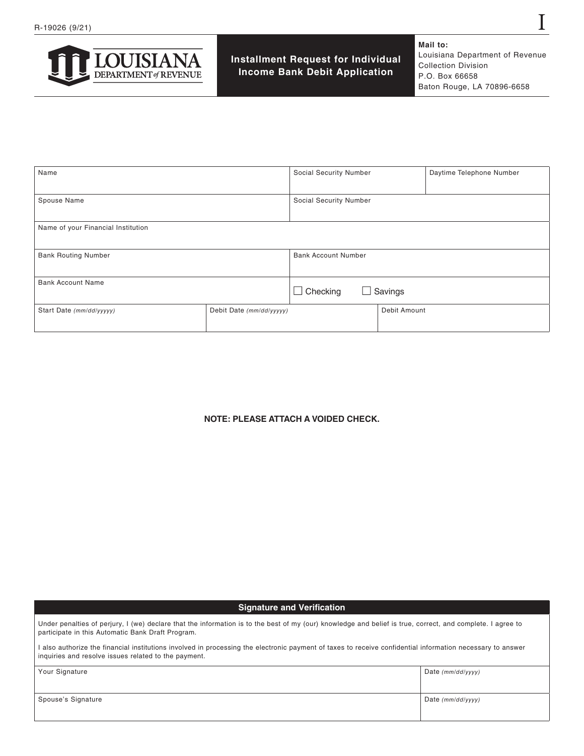R-19026 (9/21)

I

**LOUISIANA DEPARTMENT of REVENUE**

## Installment Request for Individual Income Bank Debit Application

**Mail to:**
Louisiana Department of Revenue
Collection Division
P.O. Box 66658
Baton Rouge, LA 70896-6658

| | | |
|---|---|---|
| Name | Social Security Number | Daytime Telephone Number |
| Spouse Name | Social Security Number | |
| Name of your Financial Institution | | |
| Bank Routing Number | Bank Account Number | |
| Bank Account Name | ☐ Checking ☐ Savings | |
| Start Date *(mm/dd/yyyyy)* | Debit Date *(mm/dd/yyyyy)* | Debit Amount |

**NOTE: PLEASE ATTACH A VOIDED CHECK.**

### Signature and Verification

Under penalties of perjury, I (we) declare that the information is to the best of my (our) knowledge and belief is true, correct, and complete. I agree to participate in this Automatic Bank Draft Program.

I also authorize the financial institutions involved in processing the electronic payment of taxes to receive confidential information necessary to answer inquiries and resolve issues related to the payment.

| | |
|---|---|
| Your Signature | Date *(mm/dd/yyyy)* |
| Spouse's Signature | Date *(mm/dd/yyyy)* |